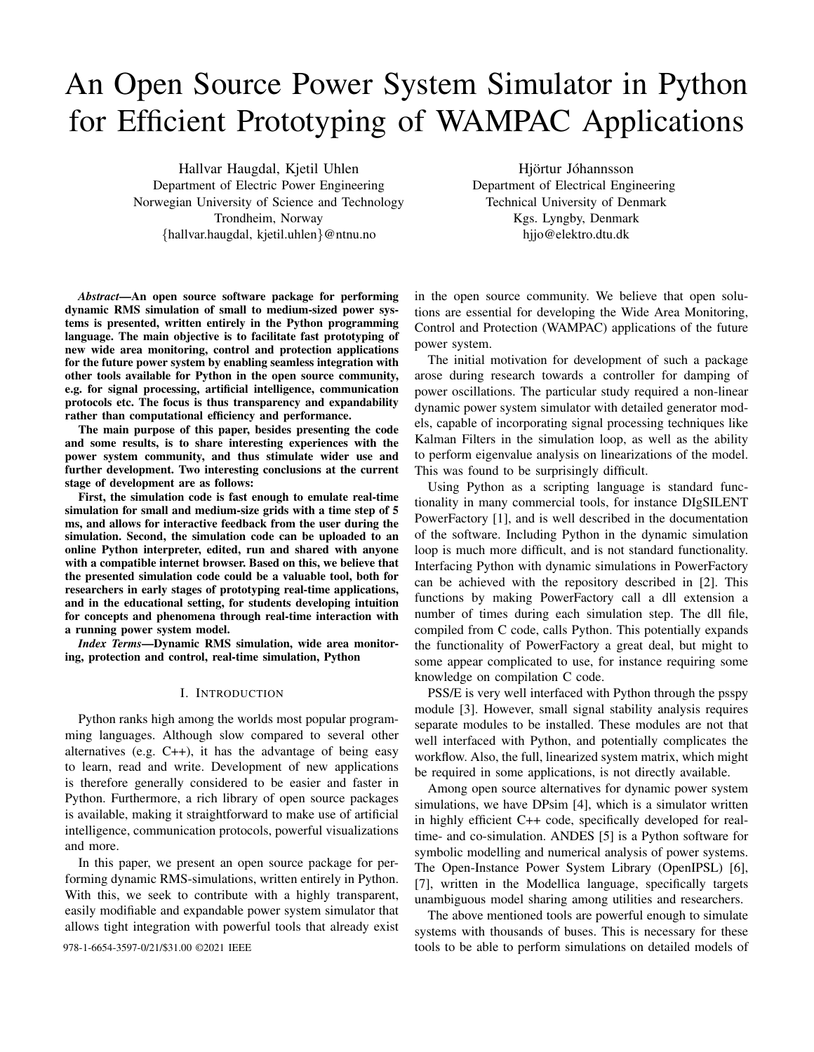// An Open Source Power System Simulator in Python for Efficient Prototyping of WAMPAC Applications

Hallvar Haugdal, Kjetil Uhlen
Department of Electric Power Engineering
Norwegian University of Science and Technology
Trondheim, Norway
{hallvar.haugdal, kjetil.uhlen}@ntnu.no

Hjörtur Jóhannsson
Department of Electrical Engineering
Technical University of Denmark
Kgs. Lyngby, Denmark
hjjo@elektro.dtu.dk

***Abstract*—An open source software package for performing dynamic RMS simulation of small to medium-sized power systems is presented, written entirely in the Python programming language. The main objective is to facilitate fast prototyping of new wide area monitoring, control and protection applications for the future power system by enabling seamless integration with other tools available for Python in the open source community, e.g. for signal processing, artificial intelligence, communication protocols etc. The focus is thus transparency and expandability rather than computational efficiency and performance.**

**The main purpose of this paper, besides presenting the code and some results, is to share interesting experiences with the power system community, and thus stimulate wider use and further development. Two interesting conclusions at the current stage of development are as follows:**

**First, the simulation code is fast enough to emulate real-time simulation for small and medium-size grids with a time step of 5 ms, and allows for interactive feedback from the user during the simulation. Second, the simulation code can be uploaded to an online Python interpreter, edited, run and shared with anyone with a compatible internet browser. Based on this, we believe that the presented simulation code could be a valuable tool, both for researchers in early stages of prototyping real-time applications, and in the educational setting, for students developing intuition for concepts and phenomena through real-time interaction with a running power system model.**

***Index Terms*—Dynamic RMS simulation, wide area monitoring, protection and control, real-time simulation, Python**

## I. Introduction

Python ranks high among the worlds most popular programming languages. Although slow compared to several other alternatives (e.g. C++), it has the advantage of being easy to learn, read and write. Development of new applications is therefore generally considered to be easier and faster in Python. Furthermore, a rich library of open source packages is available, making it straightforward to make use of artificial intelligence, communication protocols, powerful visualizations and more.

In this paper, we present an open source package for performing dynamic RMS-simulations, written entirely in Python. With this, we seek to contribute with a highly transparent, easily modifiable and expandable power system simulator that allows tight integration with powerful tools that already exist in the open source community. We believe that open solutions are essential for developing the Wide Area Monitoring, Control and Protection (WAMPAC) applications of the future power system.

The initial motivation for development of such a package arose during research towards a controller for damping of power oscillations. The particular study required a non-linear dynamic power system simulator with detailed generator models, capable of incorporating signal processing techniques like Kalman Filters in the simulation loop, as well as the ability to perform eigenvalue analysis on linearizations of the model. This was found to be surprisingly difficult.

Using Python as a scripting language is standard functionality in many commercial tools, for instance DIgSILENT PowerFactory [1], and is well described in the documentation of the software. Including Python in the dynamic simulation loop is much more difficult, and is not standard functionality. Interfacing Python with dynamic simulations in PowerFactory can be achieved with the repository described in [2]. This functions by making PowerFactory call a dll extension a number of times during each simulation step. The dll file, compiled from C code, calls Python. This potentially expands the functionality of PowerFactory a great deal, but might to some appear complicated to use, for instance requiring some knowledge on compilation C code.

PSS/E is very well interfaced with Python through the psspy module [3]. However, small signal stability analysis requires separate modules to be installed. These modules are not that well interfaced with Python, and potentially complicates the workflow. Also, the full, linearized system matrix, which might be required in some applications, is not directly available.

Among open source alternatives for dynamic power system simulations, we have DPsim [4], which is a simulator written in highly efficient C++ code, specifically developed for real-time- and co-simulation. ANDES [5] is a Python software for symbolic modelling and numerical analysis of power systems. The Open-Instance Power System Library (OpenIPSL) [6], [7], written in the Modellica language, specifically targets unambiguous model sharing among utilities and researchers.

The above mentioned tools are powerful enough to simulate systems with thousands of buses. This is necessary for these tools to be able to perform simulations on detailed models of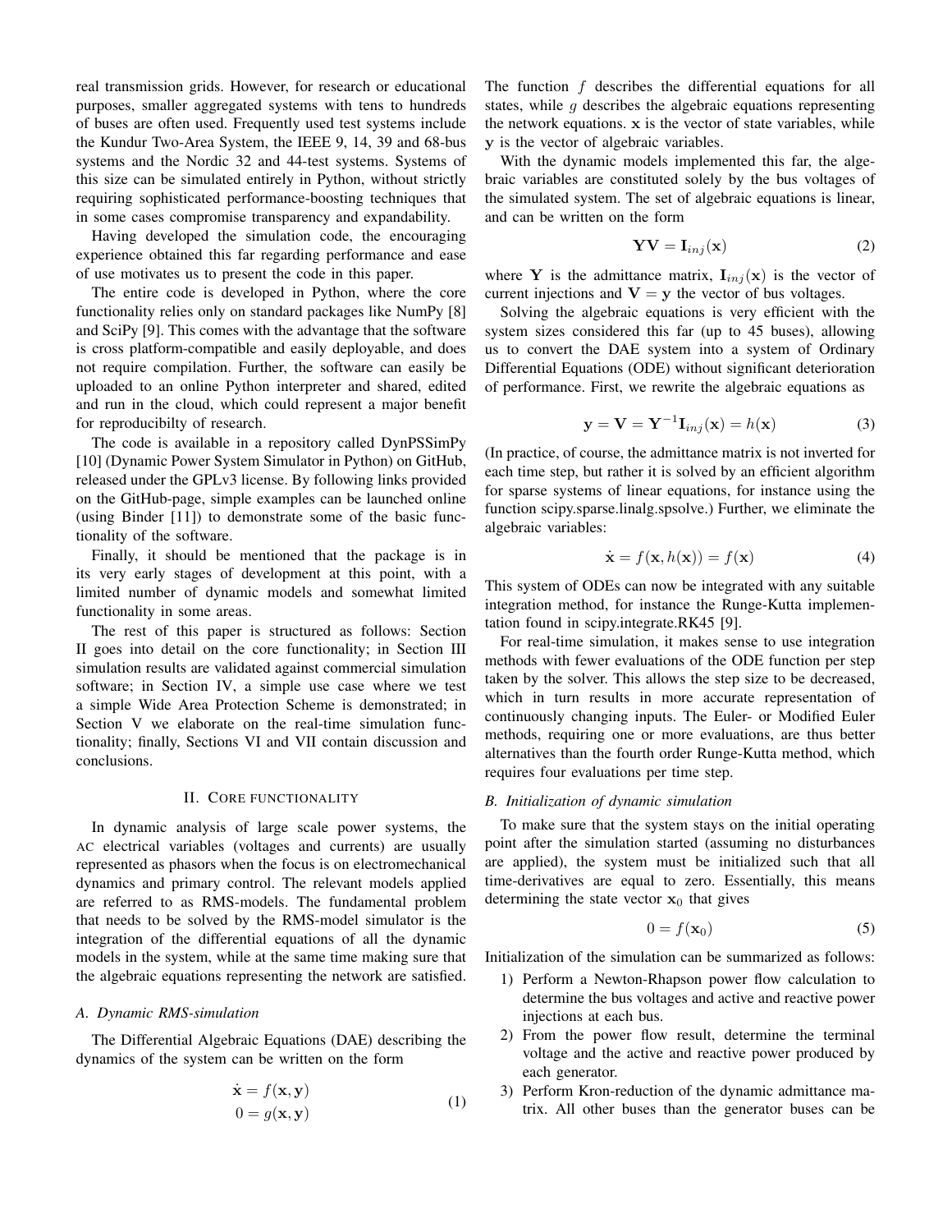real transmission grids. However, for research or educational purposes, smaller aggregated systems with tens to hundreds of buses are often used. Frequently used test systems include the Kundur Two-Area System, the IEEE 9, 14, 39 and 68-bus systems and the Nordic 32 and 44-test systems. Systems of this size can be simulated entirely in Python, without strictly requiring sophisticated performance-boosting techniques that in some cases compromise transparency and expandability.

Having developed the simulation code, the encouraging experience obtained this far regarding performance and ease of use motivates us to present the code in this paper.

The entire code is developed in Python, where the core functionality relies only on standard packages like NumPy [8] and SciPy [9]. This comes with the advantage that the software is cross platform-compatible and easily deployable, and does not require compilation. Further, the software can easily be uploaded to an online Python interpreter and shared, edited and run in the cloud, which could represent a major benefit for reproducibilty of research.

The code is available in a repository called DynPSSimPy [10] (Dynamic Power System Simulator in Python) on GitHub, released under the GPLv3 license. By following links provided on the GitHub-page, simple examples can be launched online (using Binder [11]) to demonstrate some of the basic functionality of the software.

Finally, it should be mentioned that the package is in its very early stages of development at this point, with a limited number of dynamic models and somewhat limited functionality in some areas.

The rest of this paper is structured as follows: Section II goes into detail on the core functionality; in Section III simulation results are validated against commercial simulation software; in Section IV, a simple use case where we test a simple Wide Area Protection Scheme is demonstrated; in Section V we elaborate on the real-time simulation functionality; finally, Sections VI and VII contain discussion and conclusions.

## II. Core functionality

In dynamic analysis of large scale power systems, the AC electrical variables (voltages and currents) are usually represented as phasors when the focus is on electromechanical dynamics and primary control. The relevant models applied are referred to as RMS-models. The fundamental problem that needs to be solved by the RMS-model simulator is the integration of the differential equations of all the dynamic models in the system, while at the same time making sure that the algebraic equations representing the network are satisfied.

### A. Dynamic RMS-simulation

The Differential Algebraic Equations (DAE) describing the dynamics of the system can be written on the form

$$\begin{aligned} \dot{\mathbf{x}} &= f(\mathbf{x}, \mathbf{y}) \\ 0 &= g(\mathbf{x}, \mathbf{y}) \end{aligned} \tag{1}$$

The function $f$ describes the differential equations for all states, while $g$ describes the algebraic equations representing the network equations. $\mathbf{x}$ is the vector of state variables, while $\mathbf{y}$ is the vector of algebraic variables.

With the dynamic models implemented this far, the algebraic variables are constituted solely by the bus voltages of the simulated system. The set of algebraic equations is linear, and can be written on the form

$$\mathbf{Y}\mathbf{V} = \mathbf{I}_{inj}(\mathbf{x}) \tag{2}$$

where $\mathbf{Y}$ is the admittance matrix, $\mathbf{I}_{inj}(\mathbf{x})$ is the vector of current injections and $\mathbf{V} = \mathbf{y}$ the vector of bus voltages.

Solving the algebraic equations is very efficient with the system sizes considered this far (up to 45 buses), allowing us to convert the DAE system into a system of Ordinary Differential Equations (ODE) without significant deterioration of performance. First, we rewrite the algebraic equations as

$$\mathbf{y} = \mathbf{V} = \mathbf{Y}^{-1}\mathbf{I}_{inj}(\mathbf{x}) = h(\mathbf{x}) \tag{3}$$

(In practice, of course, the admittance matrix is not inverted for each time step, but rather it is solved by an efficient algorithm for sparse systems of linear equations, for instance using the function scipy.sparse.linalg.spsolve.) Further, we eliminate the algebraic variables:

$$\dot{\mathbf{x}} = f(\mathbf{x}, h(\mathbf{x})) = f(\mathbf{x}) \tag{4}$$

This system of ODEs can now be integrated with any suitable integration method, for instance the Runge-Kutta implementation found in scipy.integrate.RK45 [9].

For real-time simulation, it makes sense to use integration methods with fewer evaluations of the ODE function per step taken by the solver. This allows the step size to be decreased, which in turn results in more accurate representation of continuously changing inputs. The Euler- or Modified Euler methods, requiring one or more evaluations, are thus better alternatives than the fourth order Runge-Kutta method, which requires four evaluations per time step.

### B. Initialization of dynamic simulation

To make sure that the system stays on the initial operating point after the simulation started (assuming no disturbances are applied), the system must be initialized such that all time-derivatives are equal to zero. Essentially, this means determining the state vector $\mathbf{x}_0$ that gives

$$0 = f(\mathbf{x}_0) \tag{5}$$

Initialization of the simulation can be summarized as follows:

1) Perform a Newton-Rhapson power flow calculation to determine the bus voltages and active and reactive power injections at each bus.
2) From the power flow result, determine the terminal voltage and the active and reactive power produced by each generator.
3) Perform Kron-reduction of the dynamic admittance matrix. All other buses than the generator buses can be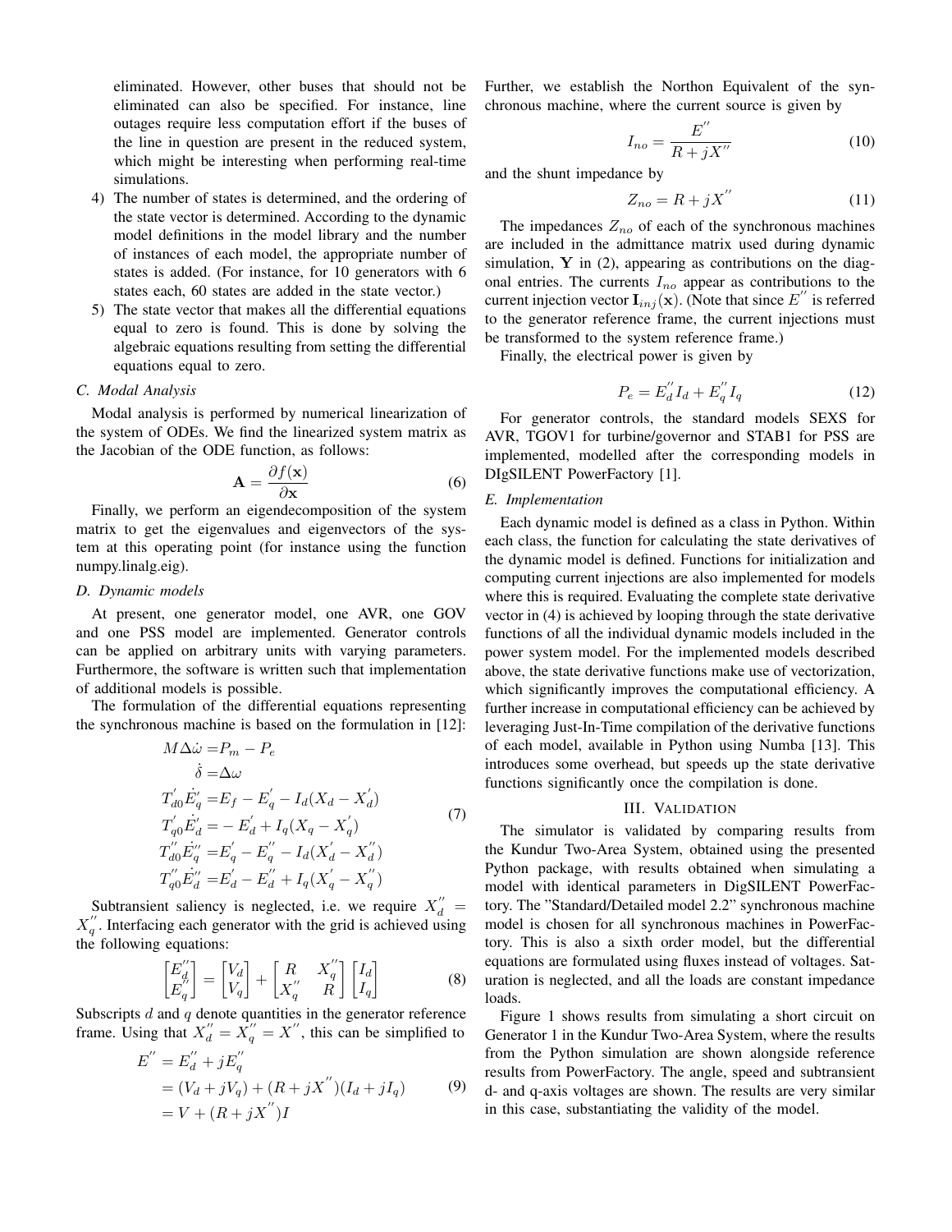eliminated. However, other buses that should not be eliminated can also be specified. For instance, line outages require less computation effort if the buses of the line in question are present in the reduced system, which might be interesting when performing real-time simulations.

4) The number of states is determined, and the ordering of the state vector is determined. According to the dynamic model definitions in the model library and the number of instances of each model, the appropriate number of states is added. (For instance, for 10 generators with 6 states each, 60 states are added in the state vector.)
5) The state vector that makes all the differential equations equal to zero is found. This is done by solving the algebraic equations resulting from setting the differential equations equal to zero.

### C. Modal Analysis

Modal analysis is performed by numerical linearization of the system of ODEs. We find the linearized system matrix as the Jacobian of the ODE function, as follows:

$$\mathbf{A} = \frac{\partial f(\mathbf{x})}{\partial \mathbf{x}} \tag{6}$$

Finally, we perform an eigendecomposition of the system matrix to get the eigenvalues and eigenvectors of the system at this operating point (for instance using the function numpy.linalg.eig).

### D. Dynamic models

At present, one generator model, one AVR, one GOV and one PSS model are implemented. Generator controls can be applied on arbitrary units with varying parameters. Furthermore, the software is written such that implementation of additional models is possible.

The formulation of the differential equations representing the synchronous machine is based on the formulation in [12]:

$$\begin{aligned}
M\Delta\dot{\omega} &= P_m - P_e \\
\dot{\delta} &= \Delta\omega \\
T_{d0}^{'}\dot{E}_q^{'} &= E_f - E_q^{'} - I_d(X_d - X_d^{'}) \\
T_{q0}^{'}\dot{E}_d^{'} &= -E_d^{'} + I_q(X_q - X_q^{'}) \\
T_{d0}^{''}\dot{E}_q^{''} &= E_q^{'} - E_q^{''} - I_d(X_d^{'} - X_d^{''}) \\
T_{q0}^{''}\dot{E}_d^{''} &= E_d^{'} - E_d^{''} + I_q(X_q^{'} - X_q^{''})
\end{aligned} \tag{7}$$

Subtransient saliency is neglected, i.e. we require $X_d^{''} = X_q^{''}$. Interfacing each generator with the grid is achieved using the following equations:

$$\begin{bmatrix} E_d^{''} \\ E_q^{''} \end{bmatrix} = \begin{bmatrix} V_d \\ V_q \end{bmatrix} + \begin{bmatrix} R & X_q^{''} \\ X_q^{''} & R \end{bmatrix} \begin{bmatrix} I_d \\ I_q \end{bmatrix} \tag{8}$$

Subscripts $d$ and $q$ denote quantities in the generator reference frame. Using that $X_d^{''} = X_q^{''} = X^{''}$, this can be simplified to

$$\begin{aligned}
E^{''} &= E_d^{''} + jE_q^{''} \\
&= (V_d + jV_q) + (R + jX^{''})(I_d + jI_q) \\
&= V + (R + jX^{''})I
\end{aligned} \tag{9}$$

Further, we establish the Northon Equivalent of the synchronous machine, where the current source is given by

$$I_{no} = \frac{E^{''}}{R + jX^{''}} \tag{10}$$

and the shunt impedance by

$$Z_{no} = R + jX^{''} \tag{11}$$

The impedances $Z_{no}$ of each of the synchronous machines are included in the admittance matrix used during dynamic simulation, $\mathbf{Y}$ in (2), appearing as contributions on the diagonal entries. The currents $I_{no}$ appear as contributions to the current injection vector $\mathbf{I}_{inj}(\mathbf{x})$. (Note that since $E^{''}$ is referred to the generator reference frame, the current injections must be transformed to the system reference frame.)

Finally, the electrical power is given by

$$P_e = E_d^{''}I_d + E_q^{''}I_q \tag{12}$$

For generator controls, the standard models SEXS for AVR, TGOV1 for turbine/governor and STAB1 for PSS are implemented, modelled after the corresponding models in DIgSILENT PowerFactory [1].

### E. Implementation

Each dynamic model is defined as a class in Python. Within each class, the function for calculating the state derivatives of the dynamic model is defined. Functions for initialization and computing current injections are also implemented for models where this is required. Evaluating the complete state derivative vector in (4) is achieved by looping through the state derivative functions of all the individual dynamic models included in the power system model. For the implemented models described above, the state derivative functions make use of vectorization, which significantly improves the computational efficiency. A further increase in computational efficiency can be achieved by leveraging Just-In-Time compilation of the derivative functions of each model, available in Python using Numba [13]. This introduces some overhead, but speeds up the state derivative functions significantly once the compilation is done.

## III. Validation

The simulator is validated by comparing results from the Kundur Two-Area System, obtained using the presented Python package, with results obtained when simulating a model with identical parameters in DigSILENT PowerFactory. The "Standard/Detailed model 2.2" synchronous machine model is chosen for all synchronous machines in PowerFactory. This is also a sixth order model, but the differential equations are formulated using fluxes instead of voltages. Saturation is neglected, and all the loads are constant impedance loads.

Figure 1 shows results from simulating a short circuit on Generator 1 in the Kundur Two-Area System, where the results from the Python simulation are shown alongside reference results from PowerFactory. The angle, speed and subtransient d- and q-axis voltages are shown. The results are very similar in this case, substantiating the validity of the model.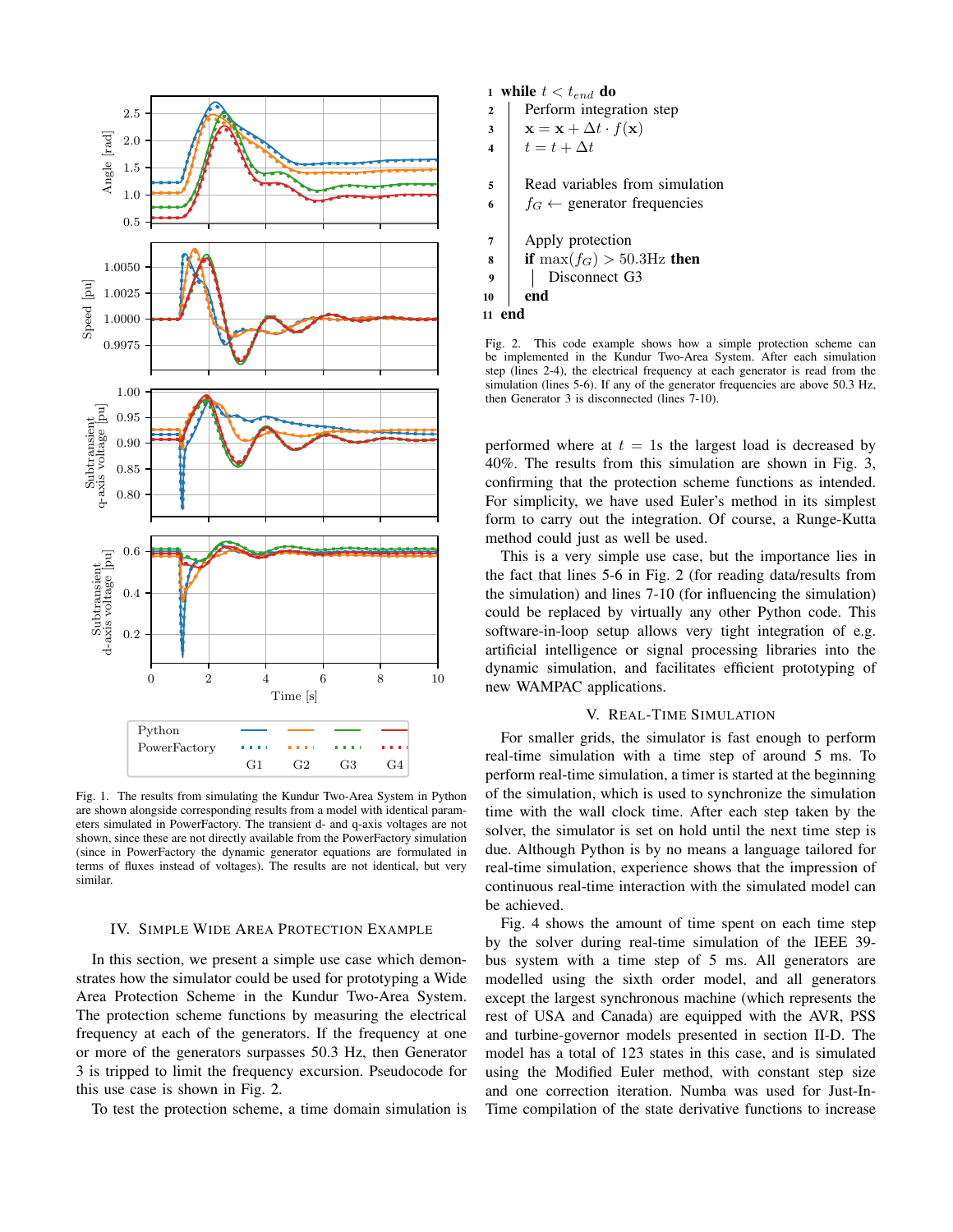Fig. 1. The results from simulating the Kundur Two-Area System in Python are shown alongside corresponding results from a model with identical parameters simulated in PowerFactory. The transient d- and q-axis voltages are not shown, since these are not directly available from the PowerFactory simulation (since in PowerFactory the dynamic generator equations are formulated in terms of fluxes instead of voltages). The results are not identical, but very similar.

## IV. Simple Wide Area Protection Example

In this section, we present a simple use case which demonstrates how the simulator could be used for prototyping a Wide Area Protection Scheme in the Kundur Two-Area System. The protection scheme functions by measuring the electrical frequency at each of the generators. If the frequency at one or more of the generators surpasses 50.3 Hz, then Generator 3 is tripped to limit the frequency excursion. Pseudocode for this use case is shown in Fig. 2.

To test the protection scheme, a time domain simulation is performed where at $t = 1$s the largest load is decreased by 40%. The results from this simulation are shown in Fig. 3, confirming that the protection scheme functions as intended. For simplicity, we have used Euler's method in its simplest form to carry out the integration. Of course, a Runge-Kutta method could just as well be used.

```
1  while t < t_end do
2  |   Perform integration step
3  |   x = x + Δt · f(x)
4  |   t = t + Δt
   |
5  |   Read variables from simulation
6  |   f_G ← generator frequencies
   |
7  |   Apply protection
8  |   if max(f_G) > 50.3Hz then
9  |   |   Disconnect G3
10 |   end
11 end
```

Fig. 2. This code example shows how a simple protection scheme can be implemented in the Kundur Two-Area System. After each simulation step (lines 2-4), the electrical frequency at each generator is read from the simulation (lines 5-6). If any of the generator frequencies are above 50.3 Hz, then Generator 3 is disconnected (lines 7-10).

This is a very simple use case, but the importance lies in the fact that lines 5-6 in Fig. 2 (for reading data/results from the simulation) and lines 7-10 (for influencing the simulation) could be replaced by virtually any other Python code. This software-in-loop setup allows very tight integration of e.g. artificial intelligence or signal processing libraries into the dynamic simulation, and facilitates efficient prototyping of new WAMPAC applications.

## V. Real-Time Simulation

For smaller grids, the simulator is fast enough to perform real-time simulation with a time step of around 5 ms. To perform real-time simulation, a timer is started at the beginning of the simulation, which is used to synchronize the simulation time with the wall clock time. After each step taken by the solver, the simulator is set on hold until the next time step is due. Although Python is by no means a language tailored for real-time simulation, experience shows that the impression of continuous real-time interaction with the simulated model can be achieved.

Fig. 4 shows the amount of time spent on each time step by the solver during real-time simulation of the IEEE 39-bus system with a time step of 5 ms. All generators are modelled using the sixth order model, and all generators except the largest synchronous machine (which represents the rest of USA and Canada) are equipped with the AVR, PSS and turbine-governor models presented in section II-D. The model has a total of 123 states in this case, and is simulated using the Modified Euler method, with constant step size and one correction iteration. Numba was used for Just-In-Time compilation of the state derivative functions to increase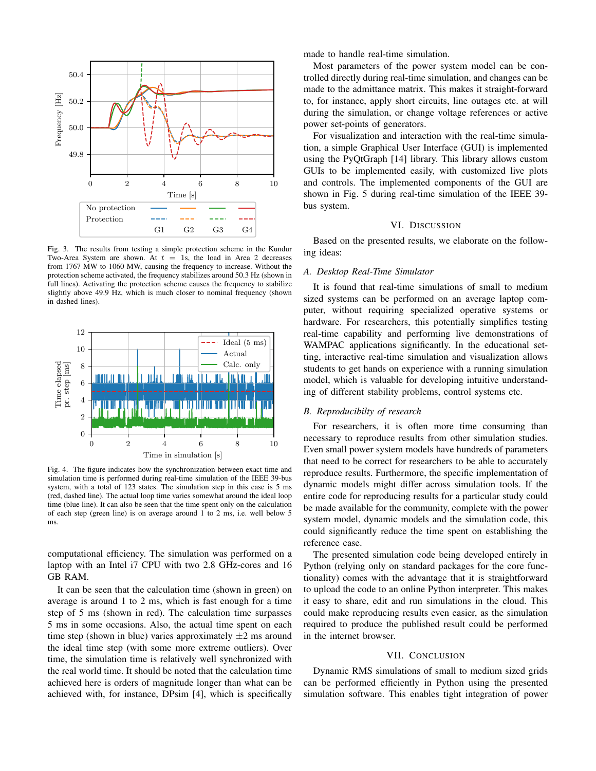Fig. 3. The results from testing a simple protection scheme in the Kundur Two-Area System are shown. At $t = 1$s, the load in Area 2 decreases from 1767 MW to 1060 MW, causing the frequency to increase. Without the protection scheme activated, the frequency stabilizes around 50.3 Hz (shown in full lines). Activating the protection scheme causes the frequency to stabilize slightly above 49.9 Hz, which is much closer to nominal frequency (shown in dashed lines).

Fig. 4. The figure indicates how the synchronization between exact time and simulation time is performed during real-time simulation of the IEEE 39-bus system, with a total of 123 states. The simulation step in this case is 5 ms (red, dashed line). The actual loop time varies somewhat around the ideal loop time (blue line). It can also be seen that the time spent only on the calculation of each step (green line) is on average around 1 to 2 ms, i.e. well below 5 ms.

computational efficiency. The simulation was performed on a laptop with an Intel i7 CPU with two 2.8 GHz-cores and 16 GB RAM.

It can be seen that the calculation time (shown in green) on average is around 1 to 2 ms, which is fast enough for a time step of 5 ms (shown in red). The calculation time surpasses 5 ms in some occasions. Also, the actual time spent on each time step (shown in blue) varies approximately ±2 ms around the ideal time step (with some more extreme outliers). Over time, the simulation time is relatively well synchronized with the real world time. It should be noted that the calculation time achieved here is orders of magnitude longer than what can be achieved with, for instance, DPsim [4], which is specifically made to handle real-time simulation.

Most parameters of the power system model can be controlled directly during real-time simulation, and changes can be made to the admittance matrix. This makes it straight-forward to, for instance, apply short circuits, line outages etc. at will during the simulation, or change voltage references or active power set-points of generators.

For visualization and interaction with the real-time simulation, a simple Graphical User Interface (GUI) is implemented using the PyQtGraph [14] library. This library allows custom GUIs to be implemented easily, with customized live plots and controls. The implemented components of the GUI are shown in Fig. 5 during real-time simulation of the IEEE 39-bus system.

## VI. Discussion

Based on the presented results, we elaborate on the following ideas:

### A. Desktop Real-Time Simulator

It is found that real-time simulations of small to medium sized systems can be performed on an average laptop computer, without requiring specialized operative systems or hardware. For researchers, this potentially simplifies testing real-time capability and performing live demonstrations of WAMPAC applications significantly. In the educational setting, interactive real-time simulation and visualization allows students to get hands on experience with a running simulation model, which is valuable for developing intuitive understanding of different stability problems, control systems etc.

### B. Reproducibilty of research

For researchers, it is often more time consuming than necessary to reproduce results from other simulation studies. Even small power system models have hundreds of parameters that need to be correct for researchers to be able to accurately reproduce results. Furthermore, the specific implementation of dynamic models might differ across simulation tools. If the entire code for reproducing results for a particular study could be made available for the community, complete with the power system model, dynamic models and the simulation code, this could significantly reduce the time spent on establishing the reference case.

The presented simulation code being developed entirely in Python (relying only on standard packages for the core functionality) comes with the advantage that it is straightforward to upload the code to an online Python interpreter. This makes it easy to share, edit and run simulations in the cloud. This could make reproducing results even easier, as the simulation required to produce the published result could be performed in the internet browser.

## VII. Conclusion

Dynamic RMS simulations of small to medium sized grids can be performed efficiently in Python using the presented simulation software. This enables tight integration of power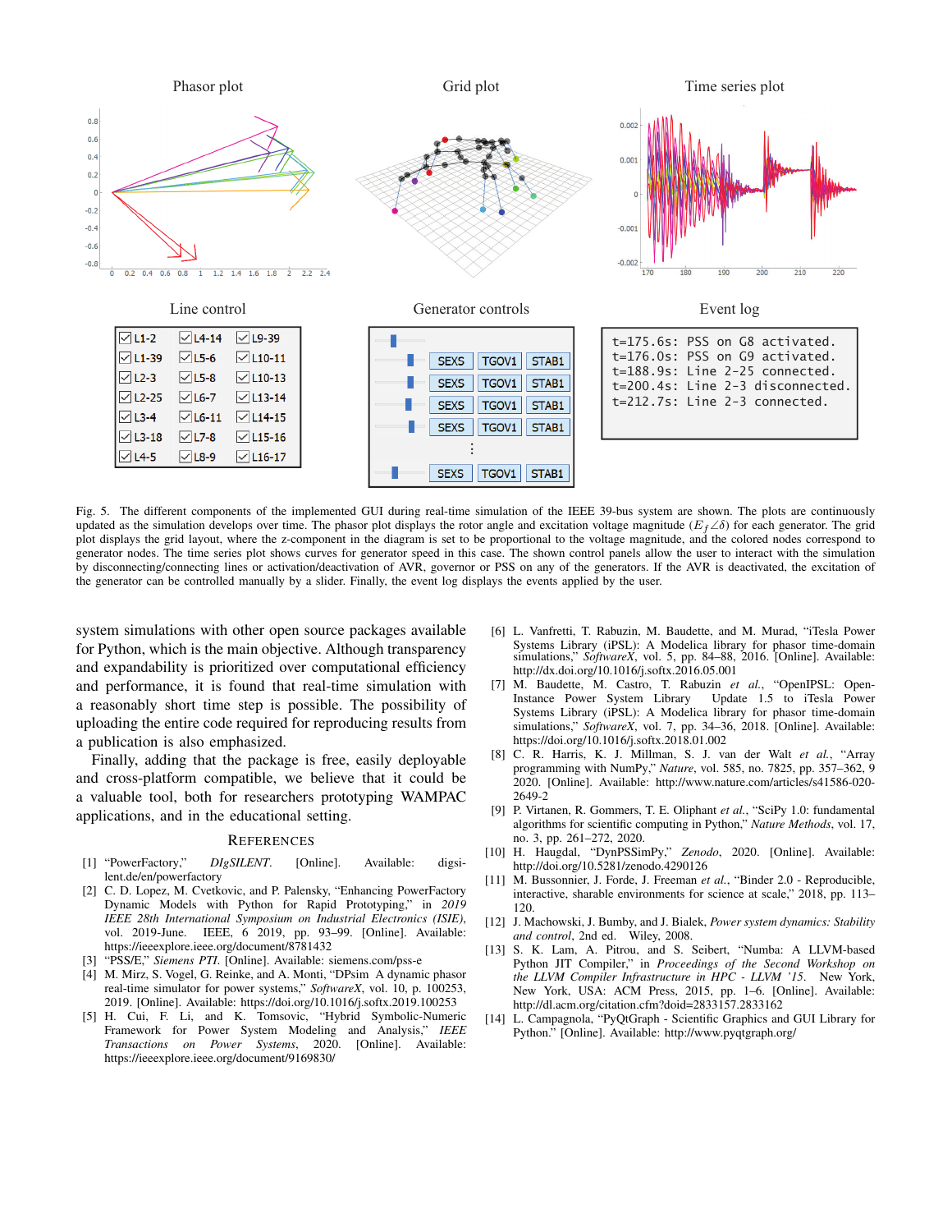Phasor plot

0.8
0.6
0.4
0.2
0
-0.2
-0.4
-0.6
-0.8
0 0.2 0.4 0.6 0.8 1 1.2 1.4 1.6 1.8 2 2.2 2.4

Grid plot

Time series plot

0.002
0.001
0
-0.001
-0.002
170 180 190 200 210 220

Line control

| | | |
|---|---|---|
| ☑ L1-2 | ☑ L4-14 | ☑ L9-39 |
| ☑ L1-39 | ☑ L5-6 | ☑ L10-11 |
| ☑ L2-3 | ☑ L5-8 | ☑ L10-13 |
| ☑ L2-25 | ☑ L6-7 | ☑ L13-14 |
| ☑ L3-4 | ☑ L6-11 | ☑ L14-15 |
| ☑ L3-18 | ☑ L7-8 | ☑ L15-16 |
| ☑ L4-5 | ☑ L8-9 | ☑ L16-17 |

Generator controls

SEXS TGOV1 STAB1
SEXS TGOV1 STAB1
SEXS TGOV1 STAB1
SEXS TGOV1 STAB1
⋮
SEXS TGOV1 STAB1

Event log

```
t=175.6s: PSS on G8 activated.
t=176.0s: PSS on G9 activated.
t=188.9s: Line 2-25 connected.
t=200.4s: Line 2-3 disconnected.
t=212.7s: Line 2-3 connected.
```

Fig. 5. The different components of the implemented GUI during real-time simulation of the IEEE 39-bus system are shown. The plots are continuously updated as the simulation develops over time. The phasor plot displays the rotor angle and excitation voltage magnitude ($E_f \angle \delta$) for each generator. The grid plot displays the grid layout, where the z-component in the diagram is set to be proportional to the voltage magnitude, and the colored nodes correspond to generator nodes. The time series plot shows curves for generator speed in this case. The shown control panels allow the user to interact with the simulation by disconnecting/connecting lines or activation/deactivation of AVR, governor or PSS on any of the generators. If the AVR is deactivated, the excitation of the generator can be controlled manually by a slider. Finally, the event log displays the events applied by the user.

system simulations with other open source packages available for Python, which is the main objective. Although transparency and expandability is prioritized over computational efficiency and performance, it is found that real-time simulation with a reasonably short time step is possible. The possibility of uploading the entire code required for reproducing results from a publication is also emphasized.

Finally, adding that the package is free, easily deployable and cross-platform compatible, we believe that it could be a valuable tool, both for researchers prototyping WAMPAC applications, and in the educational setting.

## References

[1] "PowerFactory," *DIgSILENT*. [Online]. Available: digsilent.de/en/powerfactory

[2] C. D. Lopez, M. Cvetkovic, and P. Palensky, "Enhancing PowerFactory Dynamic Models with Python for Rapid Prototyping," in *2019 IEEE 28th International Symposium on Industrial Electronics (ISIE)*, vol. 2019-June. IEEE, 6 2019, pp. 93–99. [Online]. Available: https://ieeexplore.ieee.org/document/8781432

[3] "PSS/E," *Siemens PTI*. [Online]. Available: siemens.com/pss-e

[4] M. Mirz, S. Vogel, G. Reinke, and A. Monti, "DPsim A dynamic phasor real-time simulator for power systems," *SoftwareX*, vol. 10, p. 100253, 2019. [Online]. Available: https://doi.org/10.1016/j.softx.2019.100253

[5] H. Cui, F. Li, and K. Tomsovic, "Hybrid Symbolic-Numeric Framework for Power System Modeling and Analysis," *IEEE Transactions on Power Systems*, 2020. [Online]. Available: https://ieeexplore.ieee.org/document/9169830/

[6] L. Vanfretti, T. Rabuzin, M. Baudette, and M. Murad, "iTesla Power Systems Library (iPSL): A Modelica library for phasor time-domain simulations," *SoftwareX*, vol. 5, pp. 84–88, 2016. [Online]. Available: http://dx.doi.org/10.1016/j.softx.2016.05.001

[7] M. Baudette, M. Castro, T. Rabuzin *et al.*, "OpenIPSL: Open-Instance Power System Library Update 1.5 to iTesla Power Systems Library (iPSL): A Modelica library for phasor time-domain simulations," *SoftwareX*, vol. 7, pp. 34–36, 2018. [Online]. Available: https://doi.org/10.1016/j.softx.2018.01.002

[8] C. R. Harris, K. J. Millman, S. J. van der Walt *et al.*, "Array programming with NumPy," *Nature*, vol. 585, no. 7825, pp. 357–362, 9 2020. [Online]. Available: http://www.nature.com/articles/s41586-020-2649-2

[9] P. Virtanen, R. Gommers, T. E. Oliphant *et al.*, "SciPy 1.0: fundamental algorithms for scientific computing in Python," *Nature Methods*, vol. 17, no. 3, pp. 261–272, 2020.

[10] H. Haugdal, "DynPSSimPy," *Zenodo*, 2020. [Online]. Available: http://doi.org/10.5281/zenodo.4290126

[11] M. Bussonnier, J. Forde, J. Freeman *et al.*, "Binder 2.0 - Reproducible, interactive, sharable environments for science at scale," 2018, pp. 113–120.

[12] J. Machowski, J. Bumby, and J. Bialek, *Power system dynamics: Stability and control*, 2nd ed. Wiley, 2008.

[13] S. K. Lam, A. Pitrou, and S. Seibert, "Numba: A LLVM-based Python JIT Compiler," in *Proceedings of the Second Workshop on the LLVM Compiler Infrastructure in HPC - LLVM '15*. New York, New York, USA: ACM Press, 2015, pp. 1–6. [Online]. Available: http://dl.acm.org/citation.cfm?doid=2833157.2833162

[14] L. Campagnola, "PyQtGraph - Scientific Graphics and GUI Library for Python." [Online]. Available: http://www.pyqtgraph.org/